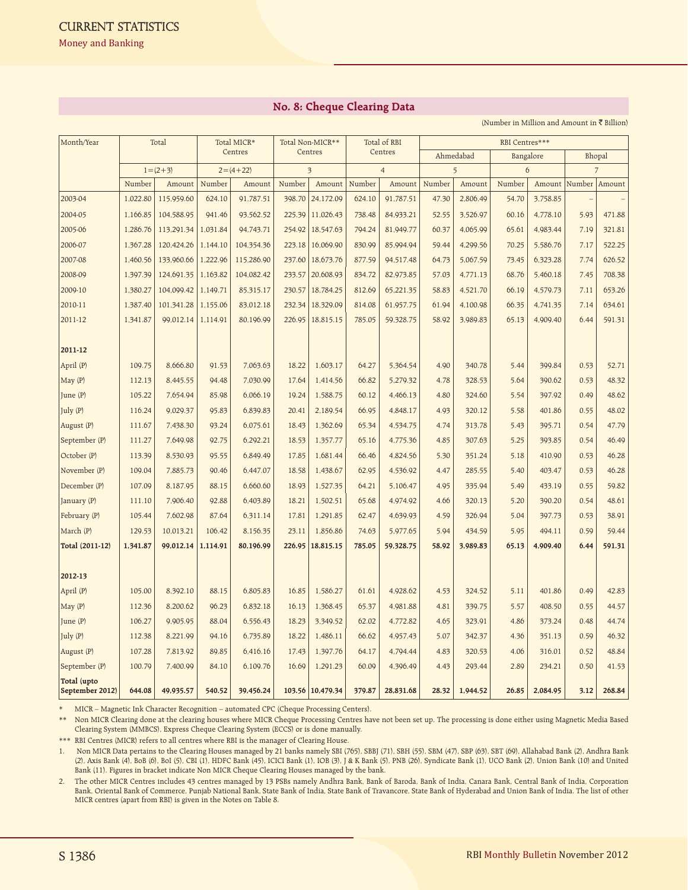## No. 8: Cheque Clearing Data

(Number in Million and Amount in ₹ Billion)

| Month/Year | Total | | Total MICR* Centres | | Total Non-MICR** Centres | | Total of RBI Centres | | RBI Centres*** | | | | | |
|---|---|---|---|---|---|---|---|---|---|---|---|---|---|---|
| | | | | | | | | | Ahmedabad | | Bangalore | | Bhopal | |
| | 1=(2+3) | | 2=(4+22) | | 3 | | 4 | | 5 | | 6 | | 7 | |
| | Number | Amount | Number | Amount | Number | Amount | Number | Amount | Number | Amount | Number | Amount | Number | Amount |
| 2003-04 | 1,022.80 | 115,959.60 | 624.10 | 91,787.51 | 398.70 | 24,172.09 | 624.10 | 91,787.51 | 47.30 | 2,806.49 | 54.70 | 3,758.85 | – | – |
| 2004-05 | 1,166.85 | 104,588.95 | 941.46 | 93,562.52 | 225.39 | 11,026.43 | 738.48 | 84,933.21 | 52.55 | 3,526.97 | 60.16 | 4,778.10 | 5.93 | 471.88 |
| 2005-06 | 1,286.76 | 113,291.34 | 1,031.84 | 94,743.71 | 254.92 | 18,547.63 | 794.24 | 81,949.77 | 60.37 | 4,065.99 | 65.61 | 4,983.44 | 7.19 | 321.81 |
| 2006-07 | 1,367.28 | 120,424.26 | 1,144.10 | 104,354.36 | 223.18 | 16,069.90 | 830.99 | 85,994.94 | 59.44 | 4,299.56 | 70.25 | 5,586.76 | 7.17 | 522.25 |
| 2007-08 | 1,460.56 | 133,960.66 | 1,222.96 | 115,286.90 | 237.60 | 18,673.76 | 877.59 | 94,517.48 | 64.73 | 5,067.59 | 73.45 | 6,323.28 | 7.74 | 626.52 |
| 2008-09 | 1,397.39 | 124,691.35 | 1,163.82 | 104,082.42 | 233.57 | 20,608.93 | 834.72 | 82,973.85 | 57.03 | 4,771.13 | 68.76 | 5,460.18 | 7.45 | 708.38 |
| 2009-10 | 1,380.27 | 104,099.42 | 1,149.71 | 85,315.17 | 230.57 | 18,784.25 | 812.69 | 65,221.35 | 58.83 | 4,521.70 | 66.19 | 4,579.73 | 7.11 | 653.26 |
| 2010-11 | 1,387.40 | 101,341.28 | 1,155.06 | 83,012.18 | 232.34 | 18,329.09 | 814.08 | 61,957.75 | 61.94 | 4,100.98 | 66.35 | 4,741.35 | 7.14 | 634.61 |
| 2011-12 | 1,341.87 | 99,012.14 | 1,114.91 | 80,196.99 | 226.95 | 18,815.15 | 785.05 | 59,328.75 | 58.92 | 3,989.83 | 65.13 | 4,909.40 | 6.44 | 591.31 |
| **2011-12** | | | | | | | | | | | | | | |
| April (P) | 109.75 | 8,666.80 | 91.53 | 7,063.63 | 18.22 | 1,603.17 | 64.27 | 5,364.54 | 4.90 | 340.78 | 5.44 | 399.84 | 0.53 | 52.71 |
| May (P) | 112.13 | 8,445.55 | 94.48 | 7,030.99 | 17.64 | 1,414.56 | 66.82 | 5,279.32 | 4.78 | 328.53 | 5.64 | 390.62 | 0.53 | 48.32 |
| June (P) | 105.22 | 7,654.94 | 85.98 | 6,066.19 | 19.24 | 1,588.75 | 60.12 | 4,466.13 | 4.80 | 324.60 | 5.54 | 397.92 | 0.49 | 48.62 |
| July (P) | 116.24 | 9,029.37 | 95.83 | 6,839.83 | 20.41 | 2,189.54 | 66.95 | 4,848.17 | 4.93 | 320.12 | 5.58 | 401.86 | 0.55 | 48.02 |
| August (P) | 111.67 | 7,438.30 | 93.24 | 6,075.61 | 18.43 | 1,362.69 | 65.34 | 4,534.75 | 4.74 | 313.78 | 5.43 | 395.71 | 0.54 | 47.79 |
| September (P) | 111.27 | 7,649.98 | 92.75 | 6,292.21 | 18.53 | 1,357.77 | 65.16 | 4,775.36 | 4.85 | 307.63 | 5.25 | 393.85 | 0.54 | 46.49 |
| October (P) | 113.39 | 8,530.93 | 95.55 | 6,849.49 | 17.85 | 1,681.44 | 66.46 | 4,824.56 | 5.30 | 351.24 | 5.18 | 410.90 | 0.53 | 46.28 |
| November (P) | 109.04 | 7,885.73 | 90.46 | 6,447.07 | 18.58 | 1,438.67 | 62.95 | 4,536.92 | 4.47 | 285.55 | 5.40 | 403.47 | 0.53 | 46.28 |
| December (P) | 107.09 | 8,187.95 | 88.15 | 6,660.60 | 18.93 | 1,527.35 | 64.21 | 5,106.47 | 4.95 | 335.94 | 5.49 | 433.19 | 0.55 | 59.82 |
| January (P) | 111.10 | 7,906.40 | 92.88 | 6,403.89 | 18.21 | 1,502.51 | 65.68 | 4,974.92 | 4.66 | 320.13 | 5.20 | 390.20 | 0.54 | 48.61 |
| February (P) | 105.44 | 7,602.98 | 87.64 | 6,311.14 | 17.81 | 1,291.85 | 62.47 | 4,639.93 | 4.59 | 326.94 | 5.04 | 397.73 | 0.53 | 38.91 |
| March (P) | 129.53 | 10,013.21 | 106.42 | 8,156.35 | 23.11 | 1,856.86 | 74.63 | 5,977.65 | 5.94 | 434.59 | 5.95 | 494.11 | 0.59 | 59.44 |
| **Total (2011-12)** | **1,341.87** | **99,012.14** | **1,114.91** | **80,196.99** | **226.95** | **18,815.15** | **785.05** | **59,328.75** | **58.92** | **3,989.83** | **65.13** | **4,909.40** | **6.44** | **591.31** |
| **2012-13** | | | | | | | | | | | | | | |
| April (P) | 105.00 | 8,392.10 | 88.15 | 6,805.83 | 16.85 | 1,586.27 | 61.61 | 4,928.62 | 4.53 | 324.52 | 5.11 | 401.86 | 0.49 | 42.83 |
| May (P) | 112.36 | 8,200.62 | 96.23 | 6,832.18 | 16.13 | 1,368.45 | 65.37 | 4,981.88 | 4.81 | 339.75 | 5.57 | 408.50 | 0.55 | 44.57 |
| June (P) | 106.27 | 9,905.95 | 88.04 | 6,556.43 | 18.23 | 3,349.52 | 62.02 | 4,772.82 | 4.65 | 323.91 | 4.86 | 373.24 | 0.48 | 44.74 |
| July (P) | 112.38 | 8,221.99 | 94.16 | 6,735.89 | 18.22 | 1,486.11 | 66.62 | 4,957.43 | 5.07 | 342.37 | 4.36 | 351.13 | 0.59 | 46.32 |
| August (P) | 107.28 | 7,813.92 | 89.85 | 6,416.16 | 17.43 | 1,397.76 | 64.17 | 4,794.44 | 4.83 | 320.53 | 4.06 | 316.01 | 0.52 | 48.84 |
| September (P) | 100.79 | 7,400.99 | 84.10 | 6,109.76 | 16.69 | 1,291.23 | 60.09 | 4,396.49 | 4.43 | 293.44 | 2.89 | 234.21 | 0.50 | 41.53 |
| **Total (upto September 2012)** | **644.08** | **49,935.57** | **540.52** | **39,456.24** | **103.56** | **10,479.34** | **379.87** | **28,831.68** | **28.32** | **1,944.52** | **26.85** | **2,084.95** | **3.12** | **268.84** |

\* MICR – Magnetic Ink Character Recognition – automated CPC (Cheque Processing Centers).

\*\* Non MICR Clearing done at the clearing houses where MICR Cheque Processing Centres have not been set up. The processing is done either using Magnetic Media Based Clearing System (MMBCS), Express Cheque Clearing System (ECCS) or is done manually.

\*\*\* RBI Centres (MICR) refers to all centres where RBI is the manager of Clearing House.

1. Non MICR Data pertains to the Clearing Houses managed by 21 banks namely SBI (765), SBBJ (71), SBH (55), SBM (47), SBP (63), SBT (69), Allahabad Bank (2), Andhra Bank (2), Axis Bank (4), BoB (6), BoI (5), CBI (1), HDFC Bank (45), ICICI Bank (1), IOB (3), J & K Bank (5), PNB (26), Syndicate Bank (1), UCO Bank (2), Union Bank (10) and United Bank (11). Figures in bracket indicate Non MICR Cheque Clearing Houses managed by the bank.

2. The other MICR Centres includes 43 centres managed by 13 PSBs namely Andhra Bank, Bank of Baroda, Bank of India, Canara Bank, Central Bank of India, Corporation Bank, Oriental Bank of Commerce, Punjab National Bank, State Bank of India, State Bank of Travancore, State Bank of Hyderabad and Union Bank of India. The list of other MICR centres (apart from RBI) is given in the Notes on Table 8.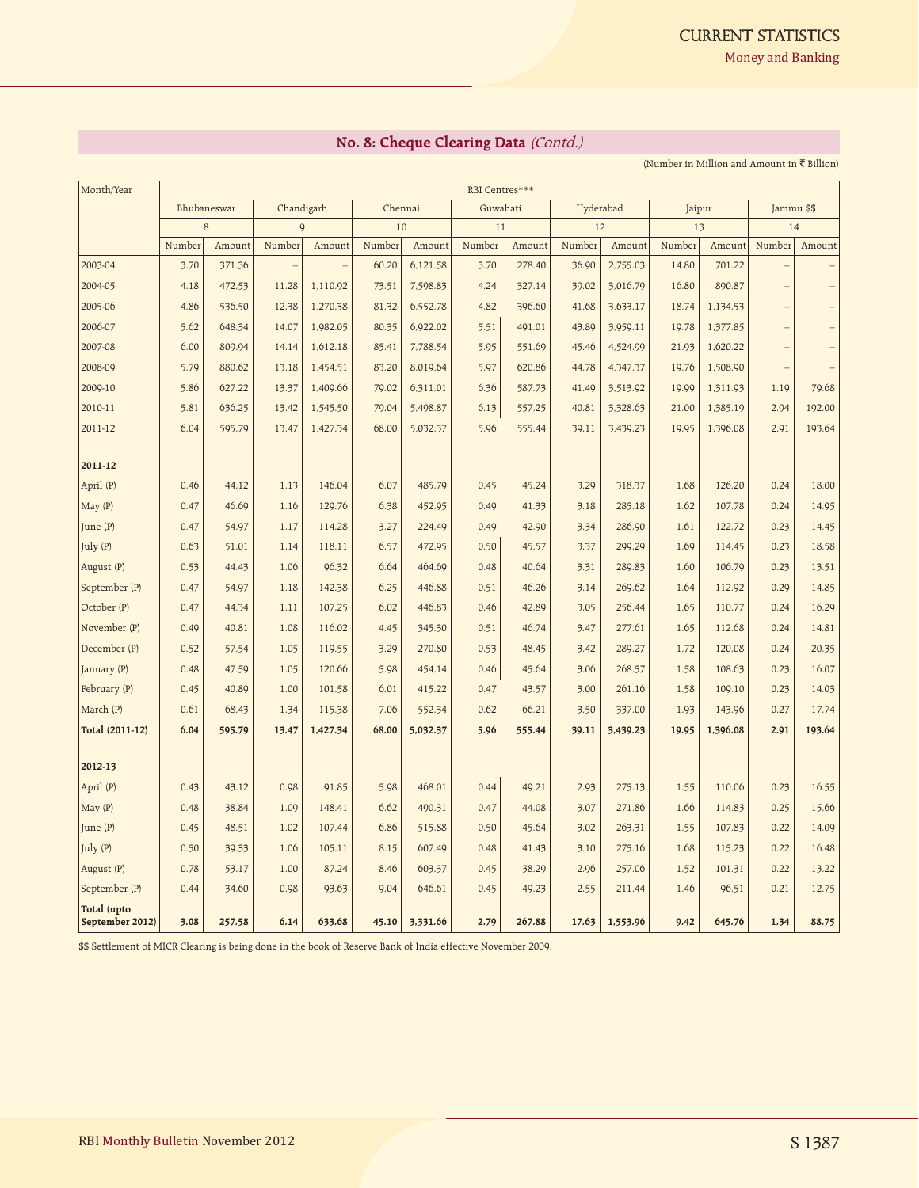## No. 8: Cheque Clearing Data *(Contd.)*

(Number in Million and Amount in ₹ Billion)

| Month/Year | RBI Centres*** | | | | | | | | | | | | | |
|---|---|---|---|---|---|---|---|---|---|---|---|---|---|---|
| | Bhubaneswar | | Chandigarh | | Chennai | | Guwahati | | Hyderabad | | Jaipur | | Jammu $$ | |
| | 8 | | 9 | | 10 | | 11 | | 12 | | 13 | | 14 | |
| | Number | Amount | Number | Amount | Number | Amount | Number | Amount | Number | Amount | Number | Amount | Number | Amount |
| 2003-04 | 3.70 | 371.36 | – | – | 60.20 | 6,121.58 | 3.70 | 278.40 | 36.90 | 2,755.03 | 14.80 | 701.22 | – | – |
| 2004-05 | 4.18 | 472.53 | 11.28 | 1,110.92 | 73.51 | 7,598.83 | 4.24 | 327.14 | 39.02 | 3,016.79 | 16.80 | 890.87 | – | – |
| 2005-06 | 4.86 | 536.50 | 12.38 | 1,270.38 | 81.32 | 6,552.78 | 4.82 | 396.60 | 41.68 | 3,633.17 | 18.74 | 1,134.53 | – | – |
| 2006-07 | 5.62 | 648.34 | 14.07 | 1,982.05 | 80.35 | 6,922.02 | 5.51 | 491.01 | 43.89 | 3,959.11 | 19.78 | 1,377.85 | – | – |
| 2007-08 | 6.00 | 809.94 | 14.14 | 1,612.18 | 85.41 | 7,788.54 | 5.95 | 551.69 | 45.46 | 4,524.99 | 21.93 | 1,620.22 | – | – |
| 2008-09 | 5.79 | 880.62 | 13.18 | 1,454.51 | 83.20 | 8,019.64 | 5.97 | 620.86 | 44.78 | 4,347.37 | 19.76 | 1,508.90 | – | – |
| 2009-10 | 5.86 | 627.22 | 13.37 | 1,409.66 | 79.02 | 6,311.01 | 6.36 | 587.73 | 41.49 | 3,513.92 | 19.99 | 1,311.93 | 1.19 | 79.68 |
| 2010-11 | 5.81 | 636.25 | 13.42 | 1,545.50 | 79.04 | 5,498.87 | 6.13 | 557.25 | 40.81 | 3,328.63 | 21.00 | 1,385.19 | 2.94 | 192.00 |
| 2011-12 | 6.04 | 595.79 | 13.47 | 1,427.34 | 68.00 | 5,032.37 | 5.96 | 555.44 | 39.11 | 3,439.23 | 19.95 | 1,396.08 | 2.91 | 193.64 |
| **2011-12** | | | | | | | | | | | | | | |
| April (P) | 0.46 | 44.12 | 1.13 | 146.04 | 6.07 | 485.79 | 0.45 | 45.24 | 3.29 | 318.37 | 1.68 | 126.20 | 0.24 | 18.00 |
| May (P) | 0.47 | 46.69 | 1.16 | 129.76 | 6.38 | 452.95 | 0.49 | 41.33 | 3.18 | 285.18 | 1.62 | 107.78 | 0.24 | 14.95 |
| June (P) | 0.47 | 54.97 | 1.17 | 114.28 | 3.27 | 224.49 | 0.49 | 42.90 | 3.34 | 286.90 | 1.61 | 122.72 | 0.23 | 14.45 |
| July (P) | 0.63 | 51.01 | 1.14 | 118.11 | 6.57 | 472.95 | 0.50 | 45.57 | 3.37 | 299.29 | 1.69 | 114.45 | 0.23 | 18.58 |
| August (P) | 0.53 | 44.43 | 1.06 | 96.32 | 6.64 | 464.69 | 0.48 | 40.64 | 3.31 | 289.83 | 1.60 | 106.79 | 0.23 | 13.51 |
| September (P) | 0.47 | 54.97 | 1.18 | 142.38 | 6.25 | 446.88 | 0.51 | 46.26 | 3.14 | 269.62 | 1.64 | 112.92 | 0.29 | 14.85 |
| October (P) | 0.47 | 44.34 | 1.11 | 107.25 | 6.02 | 446.83 | 0.46 | 42.89 | 3.05 | 256.44 | 1.65 | 110.77 | 0.24 | 16.29 |
| November (P) | 0.49 | 40.81 | 1.08 | 116.02 | 4.45 | 345.30 | 0.51 | 46.74 | 3.47 | 277.61 | 1.65 | 112.68 | 0.24 | 14.81 |
| December (P) | 0.52 | 57.54 | 1.05 | 119.55 | 3.29 | 270.80 | 0.53 | 48.45 | 3.42 | 289.27 | 1.72 | 120.08 | 0.24 | 20.35 |
| January (P) | 0.48 | 47.59 | 1.05 | 120.66 | 5.98 | 454.14 | 0.46 | 45.64 | 3.06 | 268.57 | 1.58 | 108.63 | 0.23 | 16.07 |
| February (P) | 0.45 | 40.89 | 1.00 | 101.58 | 6.01 | 415.22 | 0.47 | 43.57 | 3.00 | 261.16 | 1.58 | 109.10 | 0.23 | 14.03 |
| March (P) | 0.61 | 68.43 | 1.34 | 115.38 | 7.06 | 552.34 | 0.62 | 66.21 | 3.50 | 337.00 | 1.93 | 143.96 | 0.27 | 17.74 |
| **Total (2011-12)** | **6.04** | **595.79** | **13.47** | **1,427.34** | **68.00** | **5,032.37** | **5.96** | **555.44** | **39.11** | **3,439.23** | **19.95** | **1,396.08** | **2.91** | **193.64** |
| **2012-13** | | | | | | | | | | | | | | |
| April (P) | 0.43 | 43.12 | 0.98 | 91.85 | 5.98 | 468.01 | 0.44 | 49.21 | 2.93 | 275.13 | 1.55 | 110.06 | 0.23 | 16.55 |
| May (P) | 0.48 | 38.84 | 1.09 | 148.41 | 6.62 | 490.31 | 0.47 | 44.08 | 3.07 | 271.86 | 1.66 | 114.83 | 0.25 | 15.66 |
| June (P) | 0.45 | 48.51 | 1.02 | 107.44 | 6.86 | 515.88 | 0.50 | 45.64 | 3.02 | 263.31 | 1.55 | 107.83 | 0.22 | 14.09 |
| July (P) | 0.50 | 39.33 | 1.06 | 105.11 | 8.15 | 607.49 | 0.48 | 41.43 | 3.10 | 275.16 | 1.68 | 115.23 | 0.22 | 16.48 |
| August (P) | 0.78 | 53.17 | 1.00 | 87.24 | 8.46 | 603.37 | 0.45 | 38.29 | 2.96 | 257.06 | 1.52 | 101.31 | 0.22 | 13.22 |
| September (P) | 0.44 | 34.60 | 0.98 | 93.63 | 9.04 | 646.61 | 0.45 | 49.23 | 2.55 | 211.44 | 1.46 | 96.51 | 0.21 | 12.75 |
| **Total (upto September 2012)** | **3.08** | **257.58** | **6.14** | **633.68** | **45.10** | **3,331.66** | **2.79** | **267.88** | **17.63** | **1,553.96** | **9.42** | **645.76** | **1.34** | **88.75** |

$$ Settlement of MICR Clearing is being done in the book of Reserve Bank of India effective November 2009.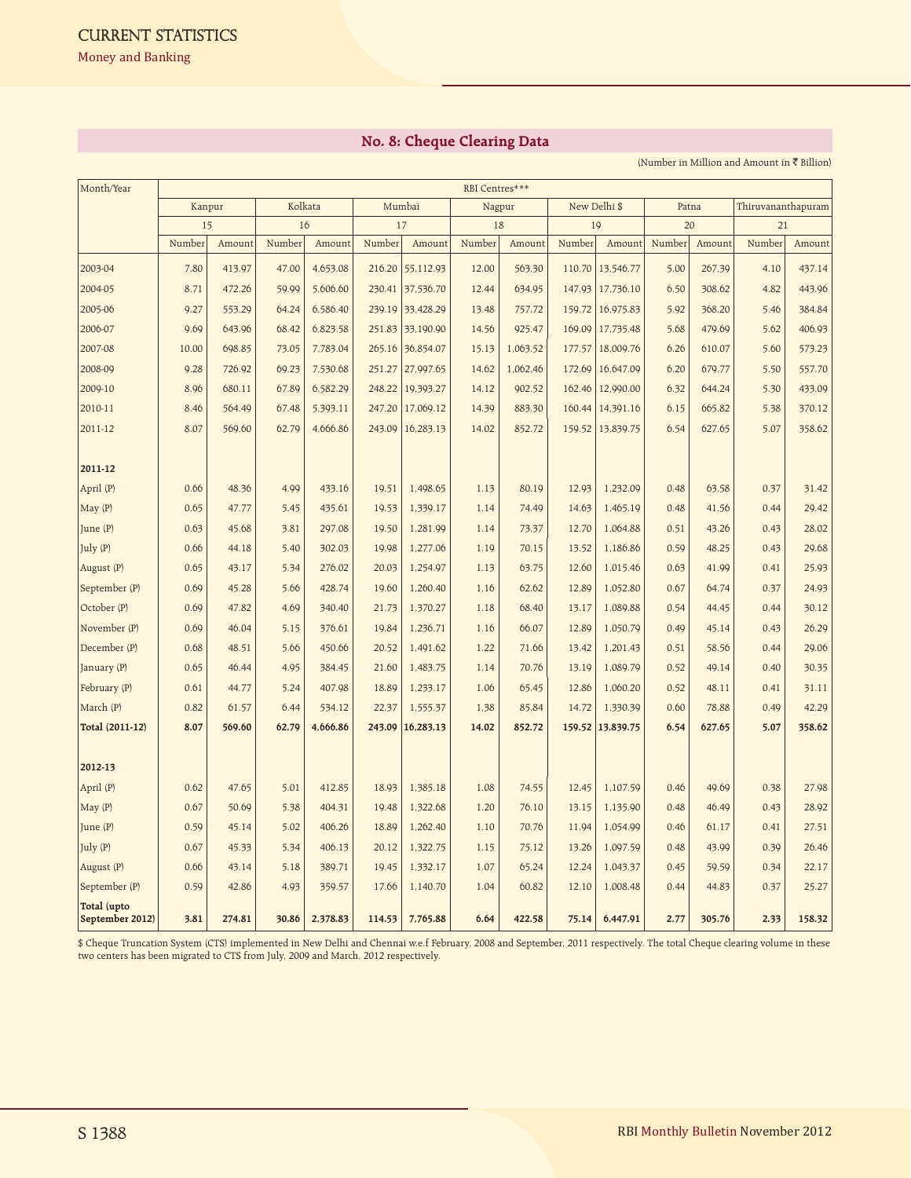## No. 8: Cheque Clearing Data

(Number in Million and Amount in ₹ Billion)

| Month/Year | RBI Centres*** | | | | | | | | | | | | | |
|---|---|---|---|---|---|---|---|---|---|---|---|---|---|---|
| | Kanpur | | Kolkata | | Mumbai | | Nagpur | | New Delhi $ | | Patna | | Thiruvananthapuram | |
| | 15 | | 16 | | 17 | | 18 | | 19 | | 20 | | 21 | |
| | Number | Amount | Number | Amount | Number | Amount | Number | Amount | Number | Amount | Number | Amount | Number | Amount |
| 2003-04 | 7.80 | 413.97 | 47.00 | 4,653.08 | 216.20 | 55,112.93 | 12.00 | 563.30 | 110.70 | 13,546.77 | 5.00 | 267.39 | 4.10 | 437.14 |
| 2004-05 | 8.71 | 472.26 | 59.99 | 5,606.60 | 230.41 | 37,536.70 | 12.44 | 634.95 | 147.93 | 17,736.10 | 6.50 | 308.62 | 4.82 | 443.96 |
| 2005-06 | 9.27 | 553.29 | 64.24 | 6,586.40 | 239.19 | 33,428.29 | 13.48 | 757.72 | 159.72 | 16,975.83 | 5.92 | 368.20 | 5.46 | 384.84 |
| 2006-07 | 9.69 | 643.96 | 68.42 | 6,823.58 | 251.83 | 33,190.90 | 14.56 | 925.47 | 169.09 | 17,735.48 | 5.68 | 479.69 | 5.62 | 406.93 |
| 2007-08 | 10.00 | 698.85 | 73.05 | 7,783.04 | 265.16 | 36,854.07 | 15.13 | 1,063.52 | 177.57 | 18,009.76 | 6.26 | 610.07 | 5.60 | 573.23 |
| 2008-09 | 9.28 | 726.92 | 69.23 | 7,530.68 | 251.27 | 27,997.65 | 14.62 | 1,062.46 | 172.69 | 16,647.09 | 6.20 | 679.77 | 5.50 | 557.70 |
| 2009-10 | 8.96 | 680.11 | 67.89 | 6,582.29 | 248.22 | 19,393.27 | 14.12 | 902.52 | 162.46 | 12,990.00 | 6.32 | 644.24 | 5.30 | 433.09 |
| 2010-11 | 8.46 | 564.49 | 67.48 | 5,393.11 | 247.20 | 17,069.12 | 14.39 | 883.30 | 160.44 | 14,391.16 | 6.15 | 665.82 | 5.38 | 370.12 |
| 2011-12 | 8.07 | 569.60 | 62.79 | 4,666.86 | 243.09 | 16,283.13 | 14.02 | 852.72 | 159.52 | 13,839.75 | 6.54 | 627.65 | 5.07 | 358.62 |
| **2011-12** | | | | | | | | | | | | | | |
| April (P) | 0.66 | 48.36 | 4.99 | 433.16 | 19.51 | 1,498.65 | 1.13 | 80.19 | 12.93 | 1,232.09 | 0.48 | 63.58 | 0.37 | 31.42 |
| May (P) | 0.65 | 47.77 | 5.45 | 435.61 | 19.53 | 1,339.17 | 1.14 | 74.49 | 14.63 | 1,465.19 | 0.48 | 41.56 | 0.44 | 29.42 |
| June (P) | 0.63 | 45.68 | 3.81 | 297.08 | 19.50 | 1,281.99 | 1.14 | 73.37 | 12.70 | 1,064.88 | 0.51 | 43.26 | 0.43 | 28.02 |
| July (P) | 0.66 | 44.18 | 5.40 | 302.03 | 19.98 | 1,277.06 | 1.19 | 70.15 | 13.52 | 1,186.86 | 0.59 | 48.25 | 0.43 | 29.68 |
| August (P) | 0.65 | 43.17 | 5.34 | 276.02 | 20.03 | 1,254.97 | 1.13 | 63.75 | 12.60 | 1,015.46 | 0.63 | 41.99 | 0.41 | 25.93 |
| September (P) | 0.69 | 45.28 | 5.66 | 428.74 | 19.60 | 1,260.40 | 1.16 | 62.62 | 12.89 | 1,052.80 | 0.67 | 64.74 | 0.37 | 24.93 |
| October (P) | 0.69 | 47.82 | 4.69 | 340.40 | 21.73 | 1,370.27 | 1.18 | 68.40 | 13.17 | 1,089.88 | 0.54 | 44.45 | 0.44 | 30.12 |
| November (P) | 0.69 | 46.04 | 5.15 | 376.61 | 19.84 | 1,236.71 | 1.16 | 66.07 | 12.89 | 1,050.79 | 0.49 | 45.14 | 0.43 | 26.29 |
| December (P) | 0.68 | 48.51 | 5.66 | 450.66 | 20.52 | 1,491.62 | 1.22 | 71.66 | 13.42 | 1,201.43 | 0.51 | 58.56 | 0.44 | 29.06 |
| January (P) | 0.65 | 46.44 | 4.95 | 384.45 | 21.60 | 1,483.75 | 1.14 | 70.76 | 13.19 | 1,089.79 | 0.52 | 49.14 | 0.40 | 30.35 |
| February (P) | 0.61 | 44.77 | 5.24 | 407.98 | 18.89 | 1,233.17 | 1.06 | 65.45 | 12.86 | 1,060.20 | 0.52 | 48.11 | 0.41 | 31.11 |
| March (P) | 0.82 | 61.57 | 6.44 | 534.12 | 22.37 | 1,555.37 | 1.38 | 85.84 | 14.72 | 1,330.39 | 0.60 | 78.88 | 0.49 | 42.29 |
| **Total (2011-12)** | **8.07** | **569.60** | **62.79** | **4,666.86** | **243.09** | **16,283.13** | **14.02** | **852.72** | **159.52** | **13,839.75** | **6.54** | **627.65** | **5.07** | **358.62** |
| **2012-13** | | | | | | | | | | | | | | |
| April (P) | 0.62 | 47.65 | 5.01 | 412.85 | 18.93 | 1,385.18 | 1.08 | 74.55 | 12.45 | 1,107.59 | 0.46 | 49.69 | 0.38 | 27.98 |
| May (P) | 0.67 | 50.69 | 5.38 | 404.31 | 19.48 | 1,322.68 | 1.20 | 76.10 | 13.15 | 1,135.90 | 0.48 | 46.49 | 0.43 | 28.92 |
| June (P) | 0.59 | 45.14 | 5.02 | 406.26 | 18.89 | 1,262.40 | 1.10 | 70.76 | 11.94 | 1,054.99 | 0.46 | 61.17 | 0.41 | 27.51 |
| July (P) | 0.67 | 45.33 | 5.34 | 406.13 | 20.12 | 1,322.75 | 1.15 | 75.12 | 13.26 | 1,097.59 | 0.48 | 43.99 | 0.39 | 26.46 |
| August (P) | 0.66 | 43.14 | 5.18 | 389.71 | 19.45 | 1,332.17 | 1.07 | 65.24 | 12.24 | 1,043.37 | 0.45 | 59.59 | 0.34 | 22.17 |
| September (P) | 0.59 | 42.86 | 4.93 | 359.57 | 17.66 | 1,140.70 | 1.04 | 60.82 | 12.10 | 1,008.48 | 0.44 | 44.83 | 0.37 | 25.27 |
| **Total (upto September 2012)** | **3.81** | **274.81** | **30.86** | **2,378.83** | **114.53** | **7,765.88** | **6.64** | **422.58** | **75.14** | **6,447.91** | **2.77** | **305.76** | **2.33** | **158.32** |

$ Cheque Truncation System (CTS) implemented in New Delhi and Chennai w.e.f February, 2008 and September, 2011 respectively. The total Cheque clearing volume in these two centers has been migrated to CTS from July, 2009 and March, 2012 respectively.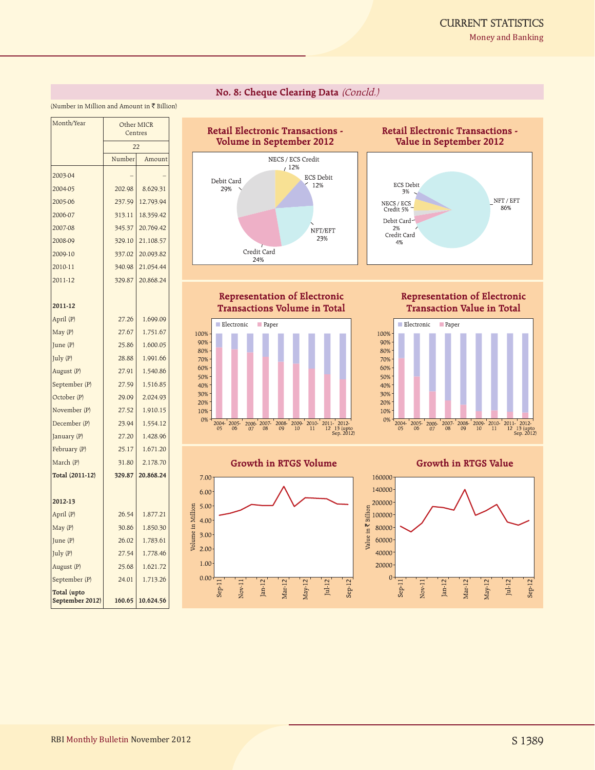## No. 8: Cheque Clearing Data *(Concld.)*

(Number in Million and Amount in ₹ Billion)

| Month/Year | Other MICR Centres | |
|---|---|---|
| | 22 | |
| | Number | Amount |
| 2003-04 | – | – |
| 2004-05 | 202.98 | 8,629.31 |
| 2005-06 | 237.59 | 12,793.94 |
| 2006-07 | 313.11 | 18,359.42 |
| 2007-08 | 345.37 | 20,769.42 |
| 2008-09 | 329.10 | 21,108.57 |
| 2009-10 | 337.02 | 20,093.82 |
| 2010-11 | 340.98 | 21,054.44 |
| 2011-12 | 329.87 | 20,868.24 |
| **2011-12** | | |
| April (P) | 27.26 | 1,699.09 |
| May (P) | 27.67 | 1,751.67 |
| June (P) | 25.86 | 1,600.05 |
| July (P) | 28.88 | 1,991.66 |
| August (P) | 27.91 | 1,540.86 |
| September (P) | 27.59 | 1,516.85 |
| October (P) | 29.09 | 2,024.93 |
| November (P) | 27.52 | 1,910.15 |
| December (P) | 23.94 | 1,554.12 |
| January (P) | 27.20 | 1,428.96 |
| February (P) | 25.17 | 1,671.20 |
| March (P) | 31.80 | 2,178.70 |
| **Total (2011-12)** | **329.87** | **20,868.24** |
| **2012-13** | | |
| April (P) | 26.54 | 1,877.21 |
| May (P) | 30.86 | 1,850.30 |
| June (P) | 26.02 | 1,783.61 |
| July (P) | 27.54 | 1,778.46 |
| August (P) | 25.68 | 1,621.72 |
| September (P) | 24.01 | 1,713.26 |
| **Total (upto September 2012)** | **160.65** | **10,624.56** |

### Retail Electronic Transactions - Volume in September 2012

NECS / ECS Credit 12%
ECS Debit 12%
NFT/EFT 23%
Credit Card 24%
Debit Card 29%

### Retail Electronic Transactions - Value in September 2012

NFT / EFT 86%
ECS Debit 3%
NECS / ECS Credit 5%
Debit Card 2%
Credit Card 4%

### Representation of Electronic Transactions Volume in Total

Electronic
Paper
100%
90%
80%
70%
60%
50%
40%
30%
20%
10%
0%
2004-05
2005-06
2006-07
2007-08
2008-09
2009-10
2010-11
2011-12
2012-13 (upto Sep. 2012)

### Representation of Electronic Transaction Value in Total

Electronic
Paper
100%
90%
80%
70%
60%
50%
40%
30%
20%
10%
0%
2004-05
2005-06
2006-07
2007-08
2008-09
2009-10
2010-11
2011-12
2012-13 (upto Sep. 2012)

### Growth in RTGS Volume

Volume in Million
7.00
6.00
5.00
4.00
3.00
2.00
1.00
0.00
Sep-11
Nov-11
Jan-12
Mar-12
May-12
Jul-12
Sep-12

### Growth in RTGS Value

Value in ₹ Billion
160000
140000
200000
100000
80000
60000
40000
20000
0
Sep-11
Nov-11
Jan-12
Mar-12
May-12
Jul-12
Sep-12